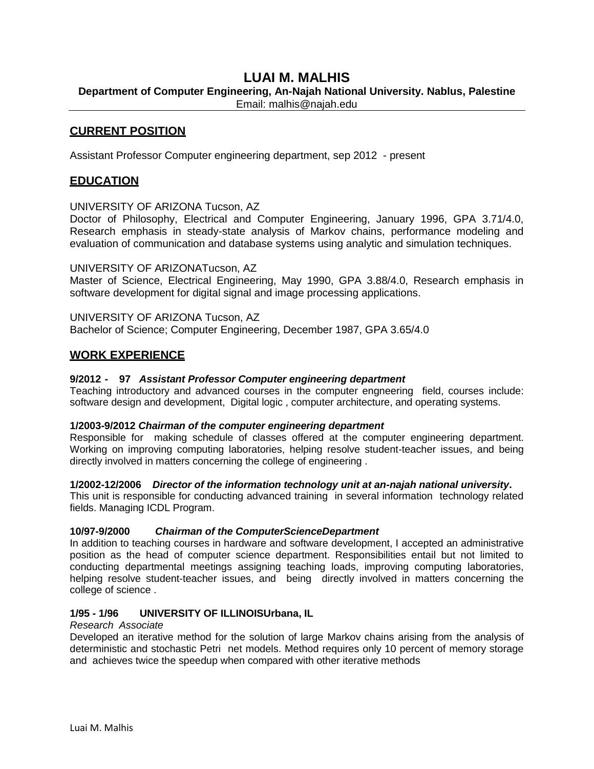# LUAI M. MALHIS

**Department of Computer Engineering, An-Najah National University. Nablus, Palestine**

Email: malhis@najah.edu

## CURRENT POSITION

Assistant Professor Computer engineering department, sep 2012 - present

## EDUCATION

UNIVERSITY OF ARIZONA Tucson, AZ
Doctor of Philosophy, Electrical and Computer Engineering, January 1996, GPA 3.71/4.0, Research emphasis in steady-state analysis of Markov chains, performance modeling and evaluation of communication and database systems using analytic and simulation techniques.

UNIVERSITY OF ARIZONATucson, AZ
Master of Science, Electrical Engineering, May 1990, GPA 3.88/4.0, Research emphasis in software development for digital signal and image processing applications.

UNIVERSITY OF ARIZONA Tucson, AZ
Bachelor of Science; Computer Engineering, December 1987, GPA 3.65/4.0

## WORK EXPERIENCE

**9/2012 - 97** ***Assistant Professor Computer engineering department***
Teaching introductory and advanced courses in the computer engneering field, courses include: software design and development, Digital logic , computer architecture, and operating systems.

**1/2003-9/2012** ***Chairman of the computer engineering department***
Responsible for making schedule of classes offered at the computer engineering department. Working on improving computing laboratories, helping resolve student-teacher issues, and being directly involved in matters concerning the college of engineering .

**1/2002-12/2006** ***Director of the information technology unit at an-najah national university*.**
This unit is responsible for conducting advanced training in several information technology related fields. Managing ICDL Program.

**10/97-9/2000** ***Chairman of the ComputerScienceDepartment***
In addition to teaching courses in hardware and software development, I accepted an administrative position as the head of computer science department. Responsibilities entail but not limited to conducting departmental meetings assigning teaching loads, improving computing laboratories, helping resolve student-teacher issues, and being directly involved in matters concerning the college of science .

**1/95 - 1/96 UNIVERSITY OF ILLINOISUrbana, IL**
*Research Associate*
Developed an iterative method for the solution of large Markov chains arising from the analysis of deterministic and stochastic Petri net models. Method requires only 10 percent of memory storage and achieves twice the speedup when compared with other iterative methods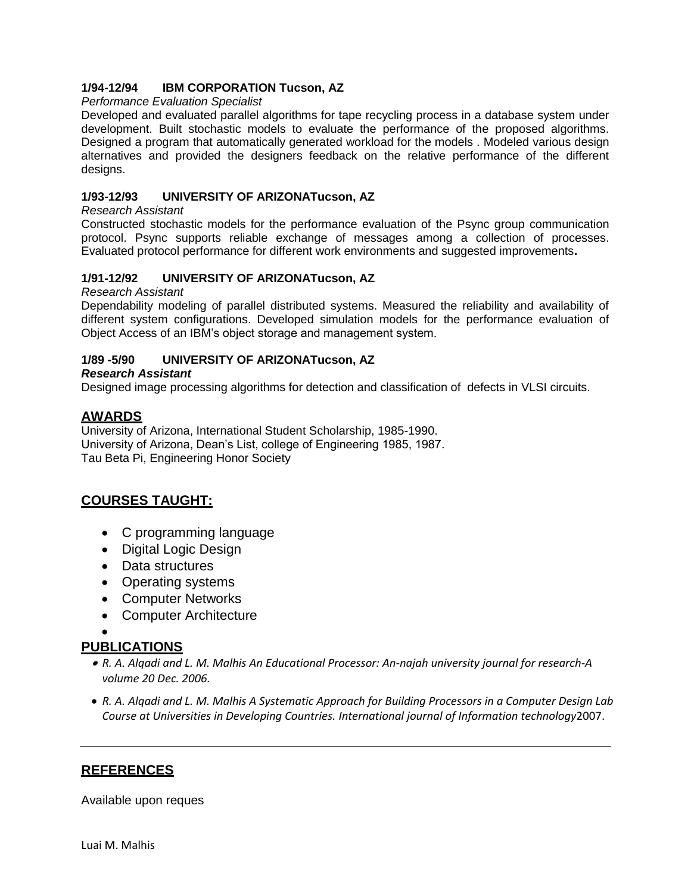**1/94-12/94 IBM CORPORATION Tucson, AZ**

*Performance Evaluation Specialist*

Developed and evaluated parallel algorithms for tape recycling process in a database system under development. Built stochastic models to evaluate the performance of the proposed algorithms. Designed a program that automatically generated workload for the models . Modeled various design alternatives and provided the designers feedback on the relative performance of the different designs.

**1/93-12/93 UNIVERSITY OF ARIZONATucson, AZ**

*Research Assistant*

Constructed stochastic models for the performance evaluation of the Psync group communication protocol. Psync supports reliable exchange of messages among a collection of processes. Evaluated protocol performance for different work environments and suggested improvements**.**

**1/91-12/92 UNIVERSITY OF ARIZONATucson, AZ**

*Research Assistant*

Dependability modeling of parallel distributed systems. Measured the reliability and availability of different system configurations. Developed simulation models for the performance evaluation of Object Access of an IBM's object storage and management system.

**1/89 -5/90 UNIVERSITY OF ARIZONATucson, AZ**

***Research Assistant***

Designed image processing algorithms for detection and classification of defects in VLSI circuits.

## AWARDS

University of Arizona, International Student Scholarship, 1985-1990.
University of Arizona, Dean's List, college of Engineering 1985, 1987.
Tau Beta Pi, Engineering Honor Society

## COURSES TAUGHT:

- C programming language
- Digital Logic Design
- Data structures
- Operating systems
- Computer Networks
- Computer Architecture

## PUBLICATIONS

- *R. A. Alqadi and L. M. Malhis An Educational Processor: An-najah university journal for research-A volume 20 Dec. 2006.*
- *R. A. Alqadi and L. M. Malhis A Systematic Approach for Building Processors in a Computer Design Lab Course at Universities in Developing Countries. International journal of Information technology*2007.

---

## REFERENCES

Available upon reques

Luai M. Malhis